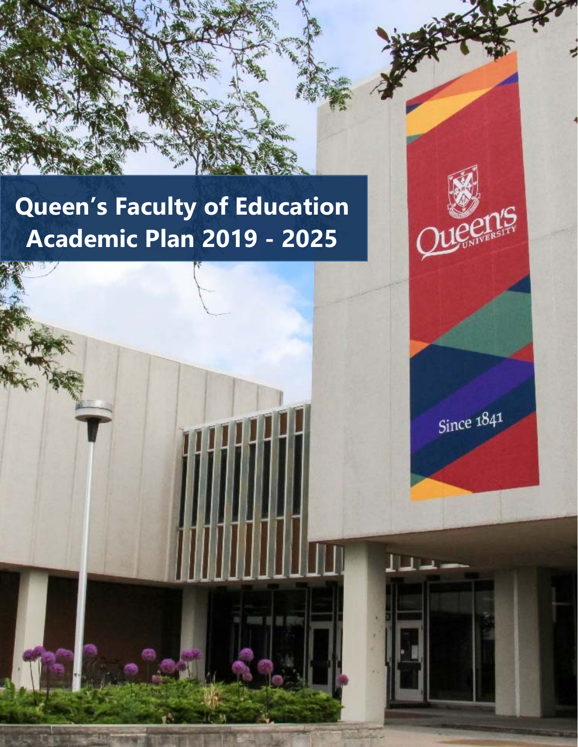# Queen's Faculty of Education Academic Plan 2019 - 2025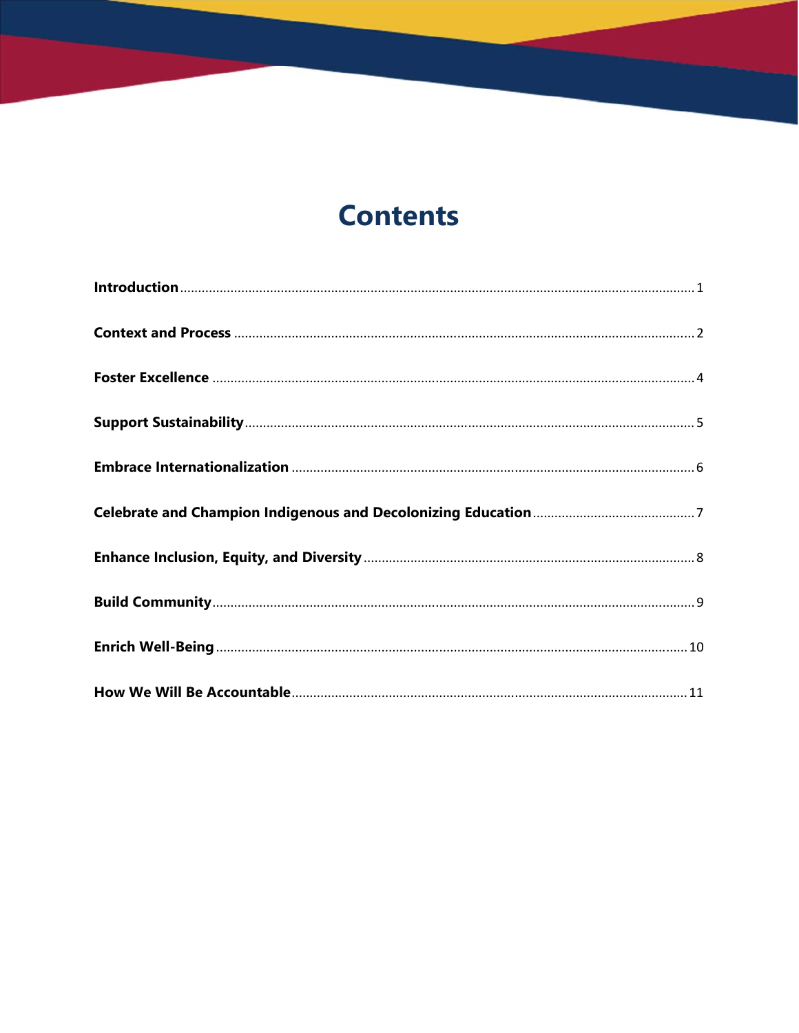# Contents

**Introduction** ............................................................. 1

**Context and Process** ............................................................. 2

**Foster Excellence** ............................................................. 4

**Support Sustainability** ............................................................. 5

**Embrace Internationalization** ............................................................. 6

**Celebrate and Champion Indigenous and Decolonizing Education** ............................................................. 7

**Enhance Inclusion, Equity, and Diversity** ............................................................. 8

**Build Community** ............................................................. 9

**Enrich Well-Being** ............................................................. 10

**How We Will Be Accountable** ............................................................. 11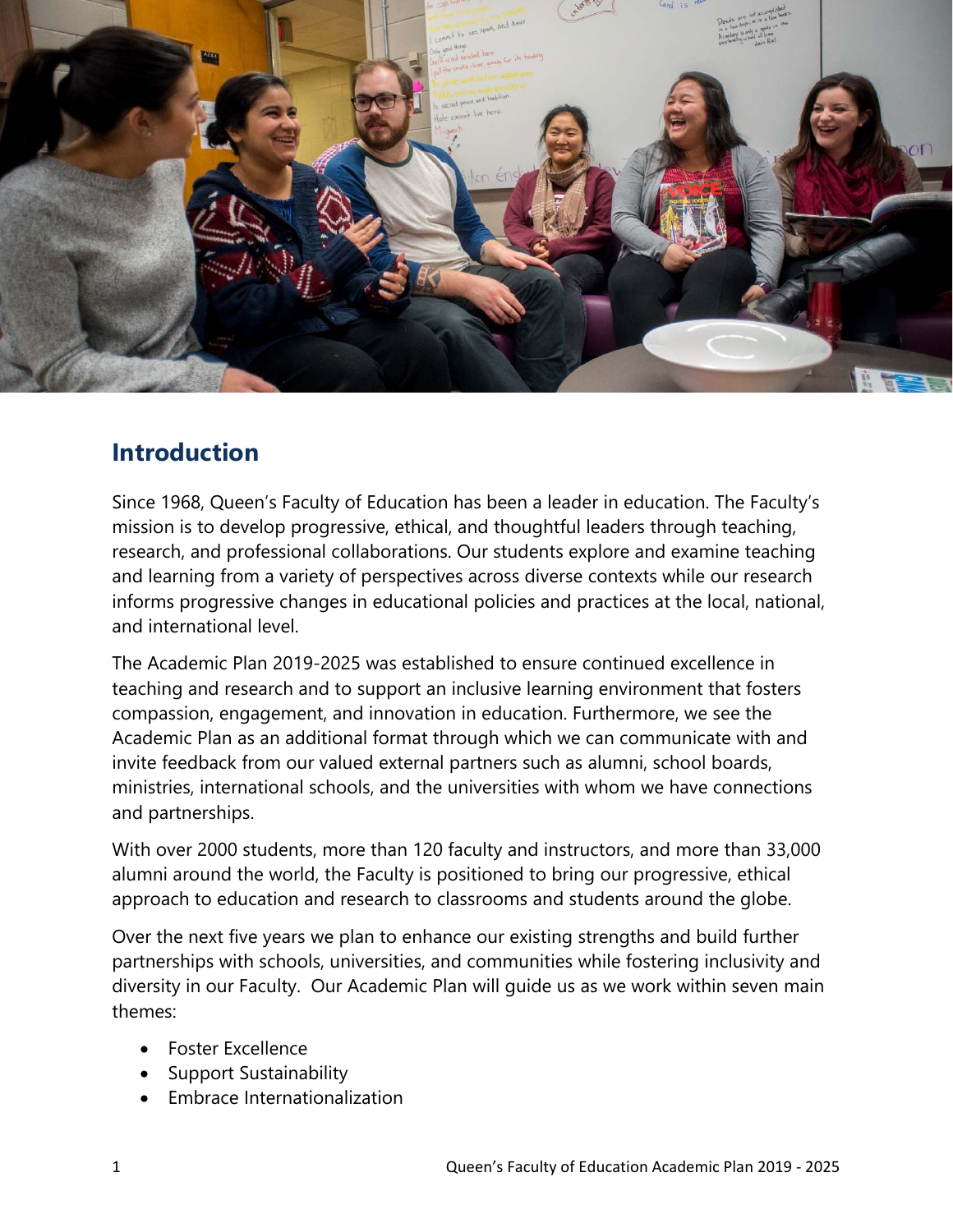## Introduction

Since 1968, Queen's Faculty of Education has been a leader in education. The Faculty's mission is to develop progressive, ethical, and thoughtful leaders through teaching, research, and professional collaborations. Our students explore and examine teaching and learning from a variety of perspectives across diverse contexts while our research informs progressive changes in educational policies and practices at the local, national, and international level.

The Academic Plan 2019-2025 was established to ensure continued excellence in teaching and research and to support an inclusive learning environment that fosters compassion, engagement, and innovation in education. Furthermore, we see the Academic Plan as an additional format through which we can communicate with and invite feedback from our valued external partners such as alumni, school boards, ministries, international schools, and the universities with whom we have connections and partnerships.

With over 2000 students, more than 120 faculty and instructors, and more than 33,000 alumni around the world, the Faculty is positioned to bring our progressive, ethical approach to education and research to classrooms and students around the globe.

Over the next five years we plan to enhance our existing strengths and build further partnerships with schools, universities, and communities while fostering inclusivity and diversity in our Faculty. Our Academic Plan will guide us as we work within seven main themes:

- Foster Excellence
- Support Sustainability
- Embrace Internationalization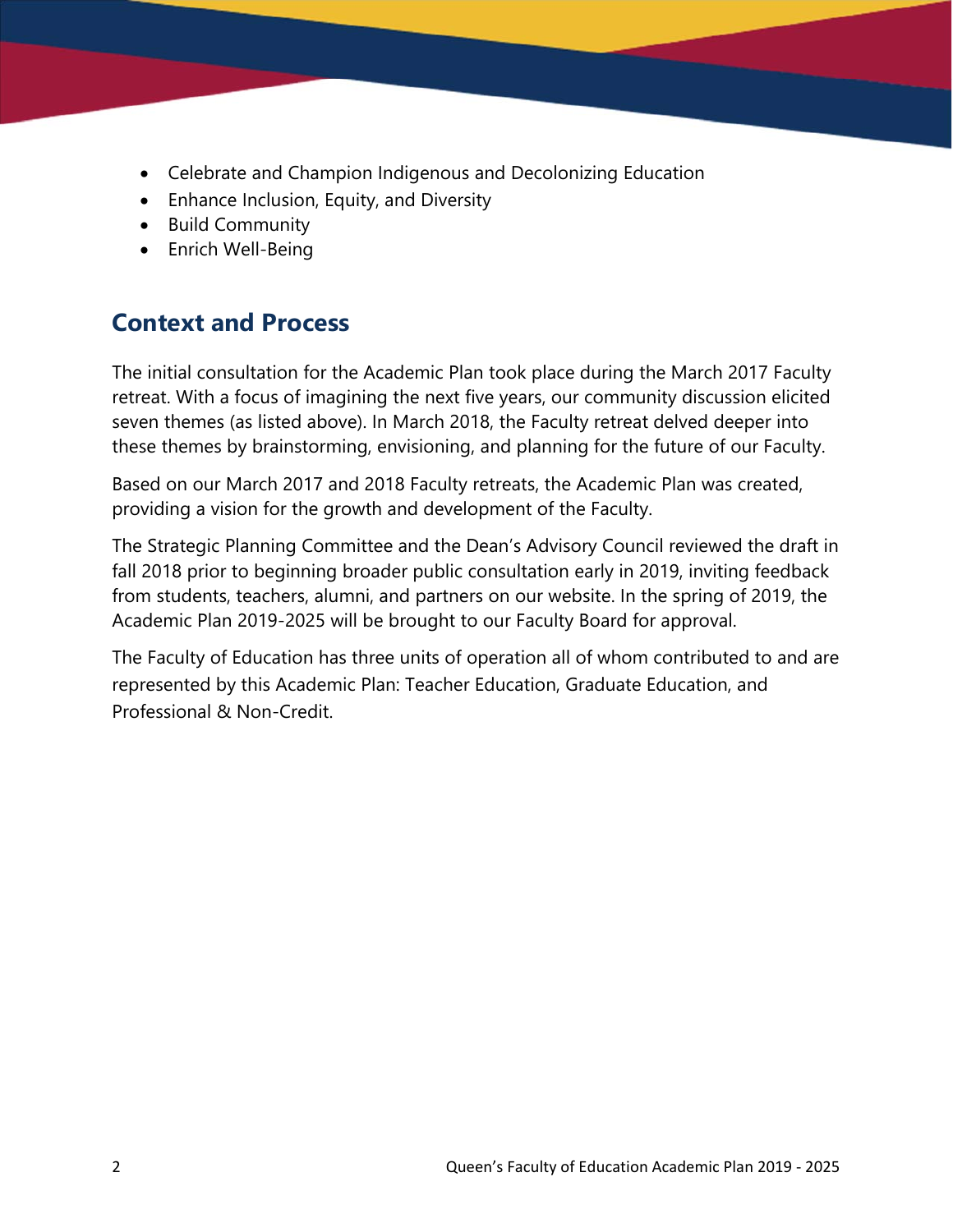- Celebrate and Champion Indigenous and Decolonizing Education
- Enhance Inclusion, Equity, and Diversity
- Build Community
- Enrich Well-Being

## Context and Process

The initial consultation for the Academic Plan took place during the March 2017 Faculty retreat. With a focus of imagining the next five years, our community discussion elicited seven themes (as listed above). In March 2018, the Faculty retreat delved deeper into these themes by brainstorming, envisioning, and planning for the future of our Faculty.

Based on our March 2017 and 2018 Faculty retreats, the Academic Plan was created, providing a vision for the growth and development of the Faculty.

The Strategic Planning Committee and the Dean's Advisory Council reviewed the draft in fall 2018 prior to beginning broader public consultation early in 2019, inviting feedback from students, teachers, alumni, and partners on our website. In the spring of 2019, the Academic Plan 2019-2025 will be brought to our Faculty Board for approval.

The Faculty of Education has three units of operation all of whom contributed to and are represented by this Academic Plan: Teacher Education, Graduate Education, and Professional & Non-Credit.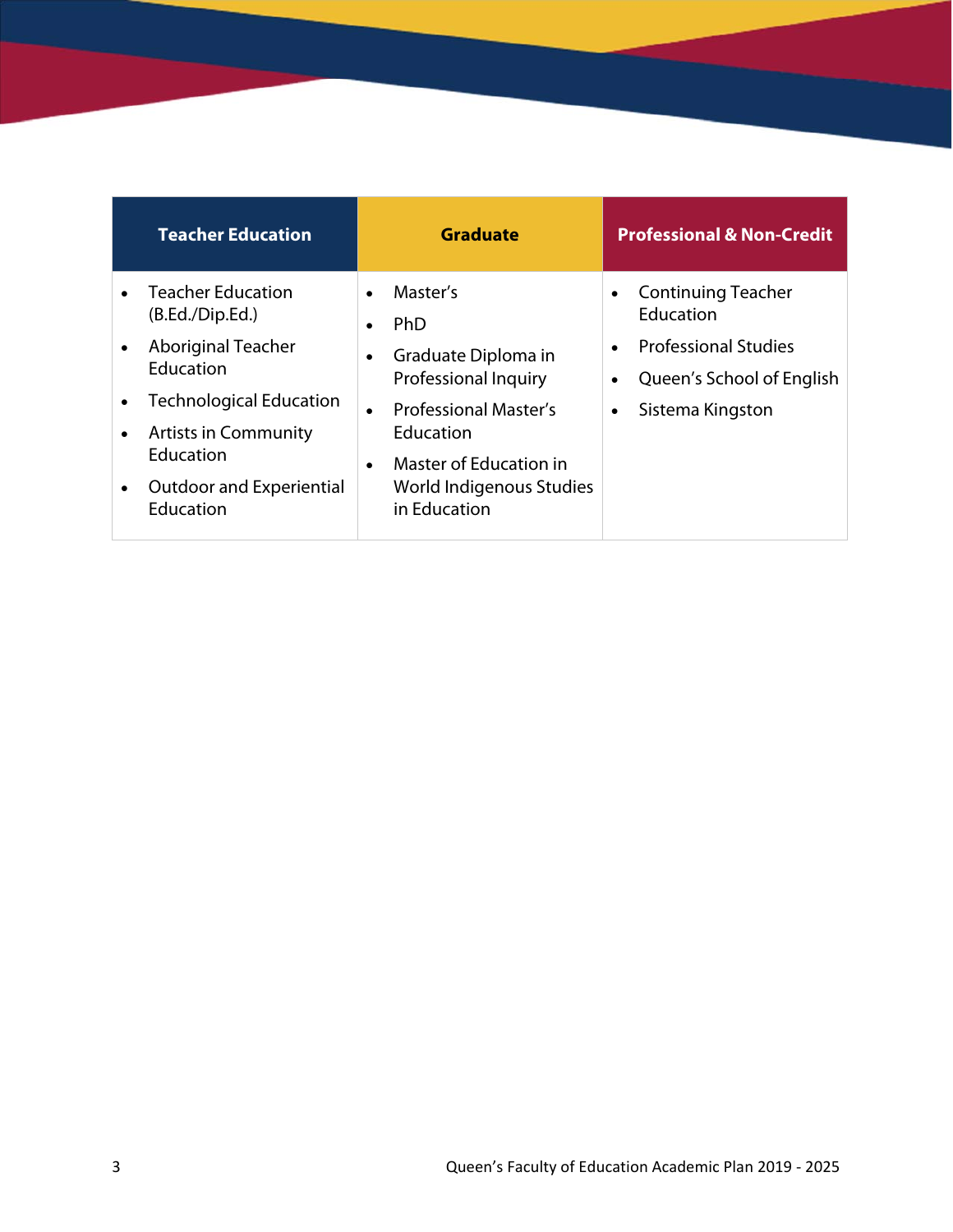| Teacher Education | Graduate | Professional & Non-Credit |
| --- | --- | --- |
| • Teacher Education (B.Ed./Dip.Ed.)<br>• Aboriginal Teacher Education<br>• Technological Education<br>• Artists in Community Education<br>• Outdoor and Experiential Education | • Master's<br>• PhD<br>• Graduate Diploma in Professional Inquiry<br>• Professional Master's Education<br>• Master of Education in World Indigenous Studies in Education | • Continuing Teacher Education<br>• Professional Studies<br>• Queen's School of English<br>• Sistema Kingston |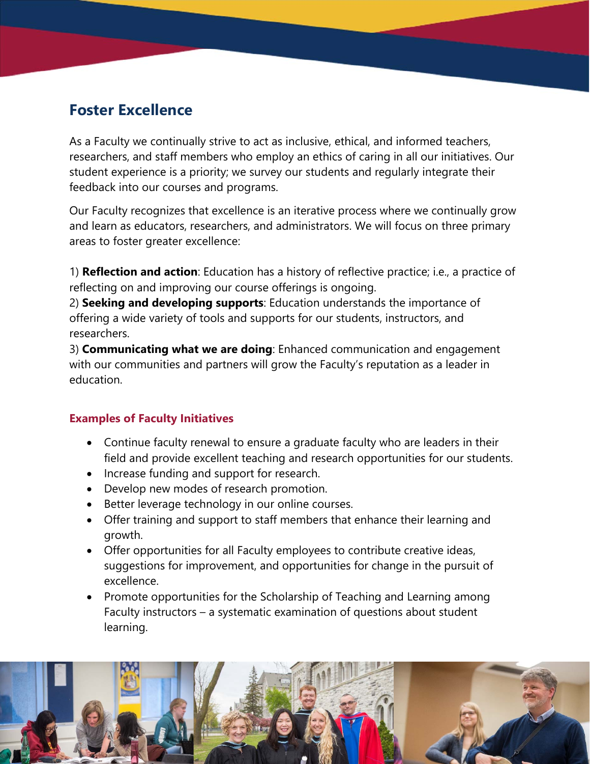## Foster Excellence

As a Faculty we continually strive to act as inclusive, ethical, and informed teachers, researchers, and staff members who employ an ethics of caring in all our initiatives. Our student experience is a priority; we survey our students and regularly integrate their feedback into our courses and programs.

Our Faculty recognizes that excellence is an iterative process where we continually grow and learn as educators, researchers, and administrators. We will focus on three primary areas to foster greater excellence:

1) **Reflection and action**: Education has a history of reflective practice; i.e., a practice of reflecting on and improving our course offerings is ongoing.
2) **Seeking and developing supports**: Education understands the importance of offering a wide variety of tools and supports for our students, instructors, and researchers.
3) **Communicating what we are doing**: Enhanced communication and engagement with our communities and partners will grow the Faculty's reputation as a leader in education.

### Examples of Faculty Initiatives

- Continue faculty renewal to ensure a graduate faculty who are leaders in their field and provide excellent teaching and research opportunities for our students.
- Increase funding and support for research.
- Develop new modes of research promotion.
- Better leverage technology in our online courses.
- Offer training and support to staff members that enhance their learning and growth.
- Offer opportunities for all Faculty employees to contribute creative ideas, suggestions for improvement, and opportunities for change in the pursuit of excellence.
- Promote opportunities for the Scholarship of Teaching and Learning among Faculty instructors – a systematic examination of questions about student learning.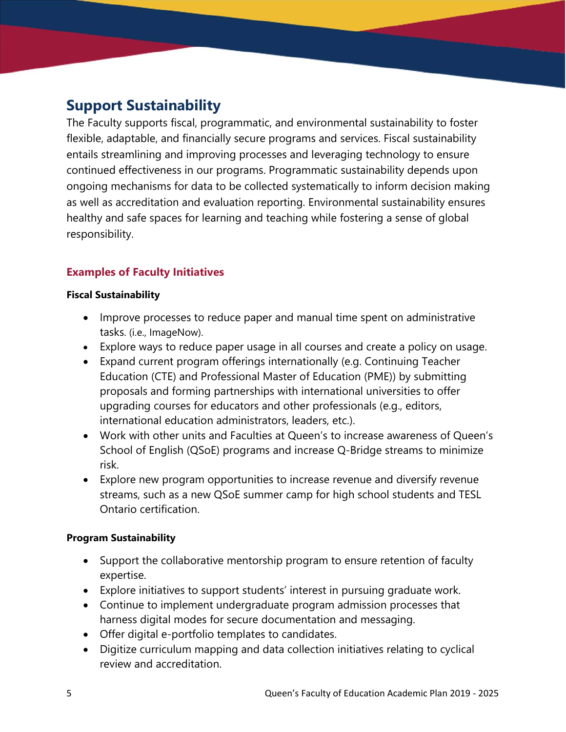## Support Sustainability

The Faculty supports fiscal, programmatic, and environmental sustainability to foster flexible, adaptable, and financially secure programs and services. Fiscal sustainability entails streamlining and improving processes and leveraging technology to ensure continued effectiveness in our programs. Programmatic sustainability depends upon ongoing mechanisms for data to be collected systematically to inform decision making as well as accreditation and evaluation reporting. Environmental sustainability ensures healthy and safe spaces for learning and teaching while fostering a sense of global responsibility.

### Examples of Faculty Initiatives

**Fiscal Sustainability**

- Improve processes to reduce paper and manual time spent on administrative tasks. (i.e., ImageNow).
- Explore ways to reduce paper usage in all courses and create a policy on usage.
- Expand current program offerings internationally (e.g. Continuing Teacher Education (CTE) and Professional Master of Education (PME)) by submitting proposals and forming partnerships with international universities to offer upgrading courses for educators and other professionals (e.g., editors, international education administrators, leaders, etc.).
- Work with other units and Faculties at Queen's to increase awareness of Queen's School of English (QSoE) programs and increase Q-Bridge streams to minimize risk.
- Explore new program opportunities to increase revenue and diversify revenue streams, such as a new QSoE summer camp for high school students and TESL Ontario certification.

**Program Sustainability**

- Support the collaborative mentorship program to ensure retention of faculty expertise.
- Explore initiatives to support students' interest in pursuing graduate work.
- Continue to implement undergraduate program admission processes that harness digital modes for secure documentation and messaging.
- Offer digital e-portfolio templates to candidates.
- Digitize curriculum mapping and data collection initiatives relating to cyclical review and accreditation.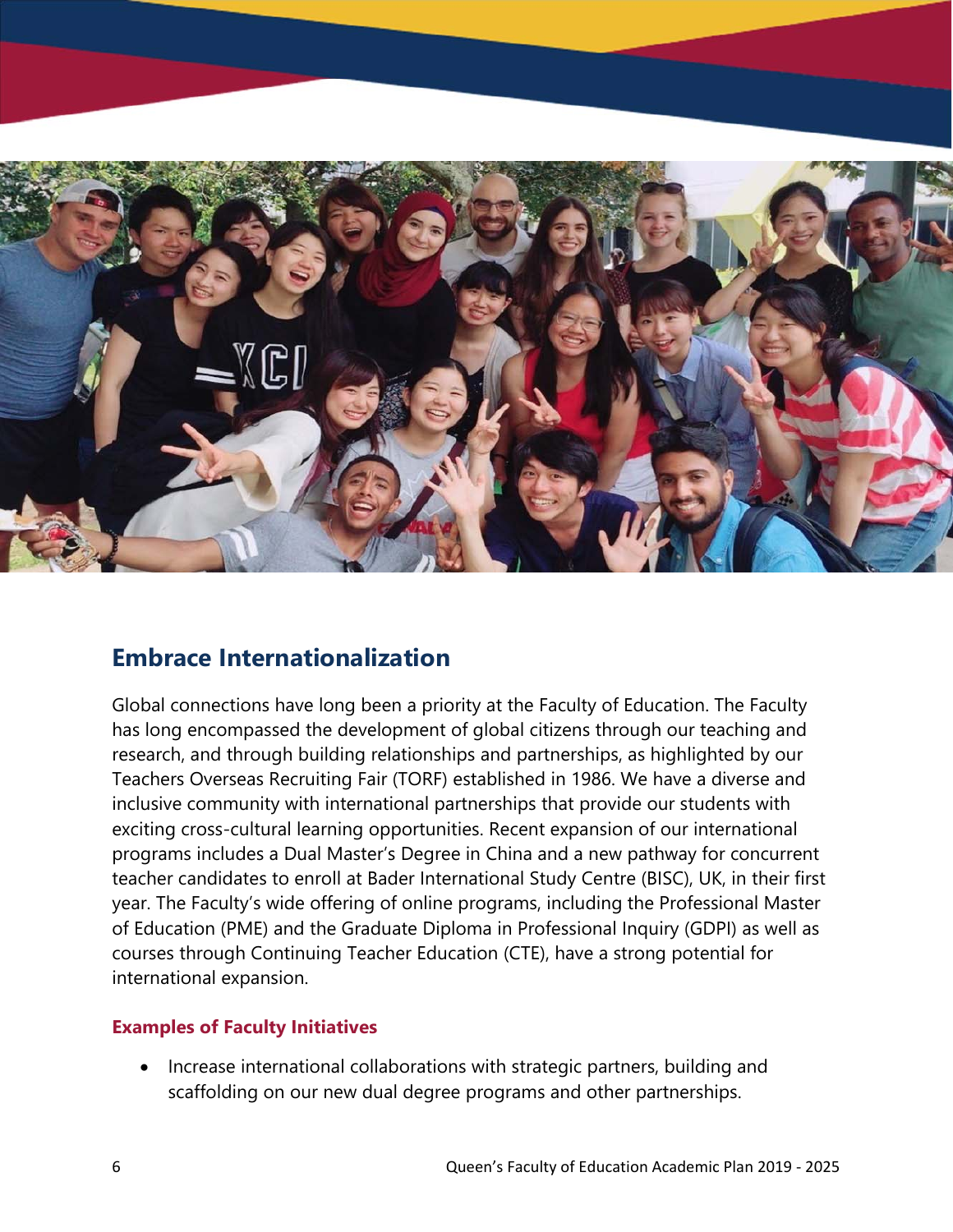## Embrace Internationalization

Global connections have long been a priority at the Faculty of Education. The Faculty has long encompassed the development of global citizens through our teaching and research, and through building relationships and partnerships, as highlighted by our Teachers Overseas Recruiting Fair (TORF) established in 1986. We have a diverse and inclusive community with international partnerships that provide our students with exciting cross-cultural learning opportunities. Recent expansion of our international programs includes a Dual Master's Degree in China and a new pathway for concurrent teacher candidates to enroll at Bader International Study Centre (BISC), UK, in their first year. The Faculty's wide offering of online programs, including the Professional Master of Education (PME) and the Graduate Diploma in Professional Inquiry (GDPI) as well as courses through Continuing Teacher Education (CTE), have a strong potential for international expansion.

### Examples of Faculty Initiatives

- Increase international collaborations with strategic partners, building and scaffolding on our new dual degree programs and other partnerships.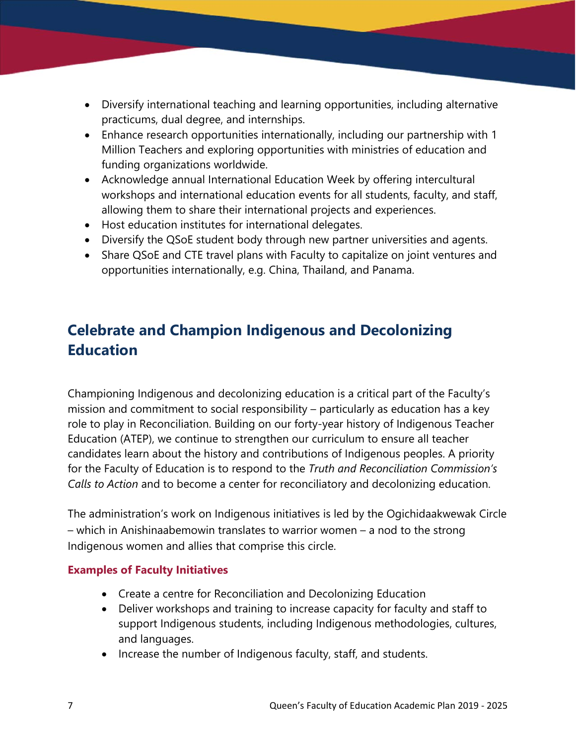- Diversify international teaching and learning opportunities, including alternative practicums, dual degree, and internships.
- Enhance research opportunities internationally, including our partnership with 1 Million Teachers and exploring opportunities with ministries of education and funding organizations worldwide.
- Acknowledge annual International Education Week by offering intercultural workshops and international education events for all students, faculty, and staff, allowing them to share their international projects and experiences.
- Host education institutes for international delegates.
- Diversify the QSoE student body through new partner universities and agents.
- Share QSoE and CTE travel plans with Faculty to capitalize on joint ventures and opportunities internationally, e.g. China, Thailand, and Panama.

## Celebrate and Champion Indigenous and Decolonizing Education

Championing Indigenous and decolonizing education is a critical part of the Faculty's mission and commitment to social responsibility – particularly as education has a key role to play in Reconciliation. Building on our forty-year history of Indigenous Teacher Education (ATEP), we continue to strengthen our curriculum to ensure all teacher candidates learn about the history and contributions of Indigenous peoples. A priority for the Faculty of Education is to respond to the *Truth and Reconciliation Commission's Calls to Action* and to become a center for reconciliatory and decolonizing education.

The administration's work on Indigenous initiatives is led by the Ogichidaakwewak Circle – which in Anishinaabemowin translates to warrior women – a nod to the strong Indigenous women and allies that comprise this circle.

### Examples of Faculty Initiatives

- Create a centre for Reconciliation and Decolonizing Education
- Deliver workshops and training to increase capacity for faculty and staff to support Indigenous students, including Indigenous methodologies, cultures, and languages.
- Increase the number of Indigenous faculty, staff, and students.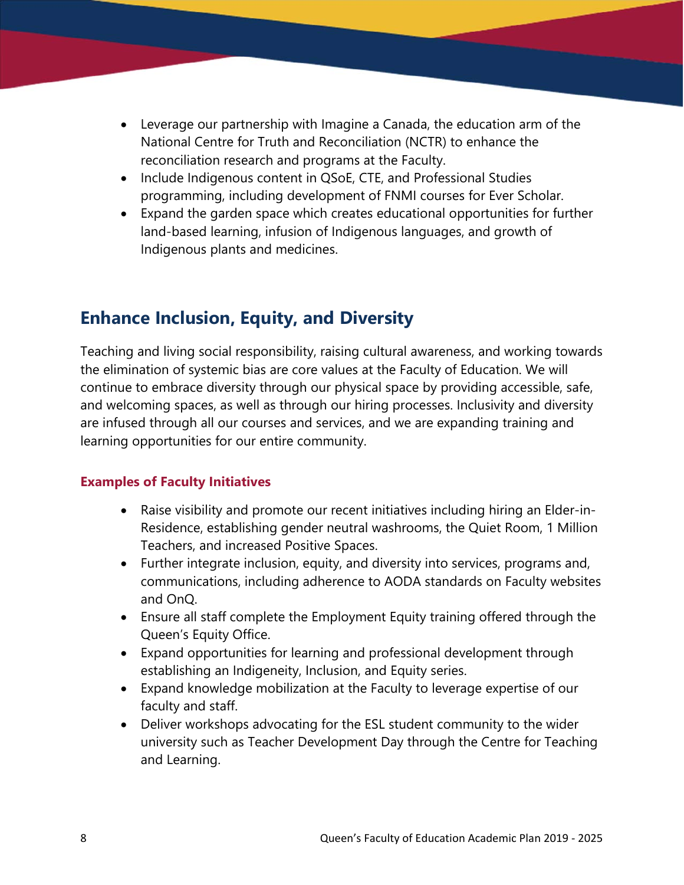- Leverage our partnership with Imagine a Canada, the education arm of the National Centre for Truth and Reconciliation (NCTR) to enhance the reconciliation research and programs at the Faculty.
- Include Indigenous content in QSoE, CTE, and Professional Studies programming, including development of FNMI courses for Ever Scholar.
- Expand the garden space which creates educational opportunities for further land-based learning, infusion of Indigenous languages, and growth of Indigenous plants and medicines.

## Enhance Inclusion, Equity, and Diversity

Teaching and living social responsibility, raising cultural awareness, and working towards the elimination of systemic bias are core values at the Faculty of Education. We will continue to embrace diversity through our physical space by providing accessible, safe, and welcoming spaces, as well as through our hiring processes. Inclusivity and diversity are infused through all our courses and services, and we are expanding training and learning opportunities for our entire community.

### Examples of Faculty Initiatives

- Raise visibility and promote our recent initiatives including hiring an Elder-in-Residence, establishing gender neutral washrooms, the Quiet Room, 1 Million Teachers, and increased Positive Spaces.
- Further integrate inclusion, equity, and diversity into services, programs and, communications, including adherence to AODA standards on Faculty websites and OnQ.
- Ensure all staff complete the Employment Equity training offered through the Queen's Equity Office.
- Expand opportunities for learning and professional development through establishing an Indigeneity, Inclusion, and Equity series.
- Expand knowledge mobilization at the Faculty to leverage expertise of our faculty and staff.
- Deliver workshops advocating for the ESL student community to the wider university such as Teacher Development Day through the Centre for Teaching and Learning.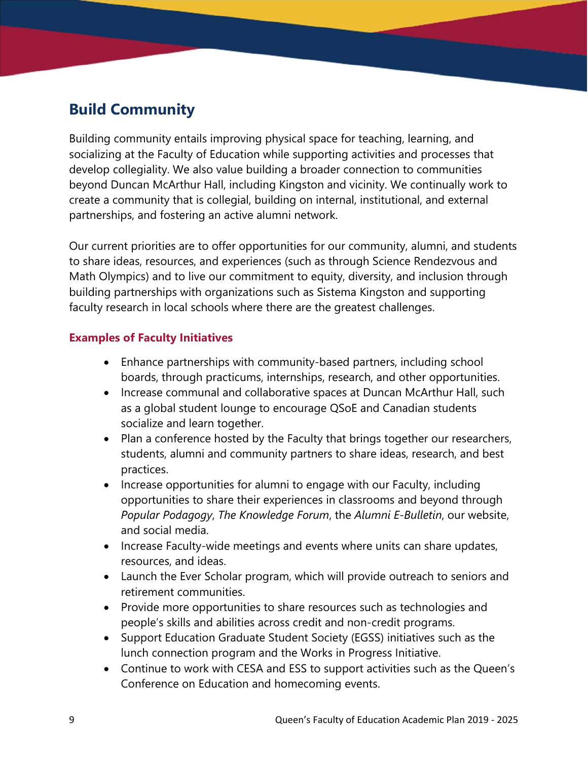## Build Community

Building community entails improving physical space for teaching, learning, and socializing at the Faculty of Education while supporting activities and processes that develop collegiality. We also value building a broader connection to communities beyond Duncan McArthur Hall, including Kingston and vicinity. We continually work to create a community that is collegial, building on internal, institutional, and external partnerships, and fostering an active alumni network.

Our current priorities are to offer opportunities for our community, alumni, and students to share ideas, resources, and experiences (such as through Science Rendezvous and Math Olympics) and to live our commitment to equity, diversity, and inclusion through building partnerships with organizations such as Sistema Kingston and supporting faculty research in local schools where there are the greatest challenges.

### Examples of Faculty Initiatives

- Enhance partnerships with community-based partners, including school boards, through practicums, internships, research, and other opportunities.
- Increase communal and collaborative spaces at Duncan McArthur Hall, such as a global student lounge to encourage QSoE and Canadian students socialize and learn together.
- Plan a conference hosted by the Faculty that brings together our researchers, students, alumni and community partners to share ideas, research, and best practices.
- Increase opportunities for alumni to engage with our Faculty, including opportunities to share their experiences in classrooms and beyond through *Popular Podagogy*, *The Knowledge Forum*, the *Alumni E-Bulletin*, our website, and social media.
- Increase Faculty-wide meetings and events where units can share updates, resources, and ideas.
- Launch the Ever Scholar program, which will provide outreach to seniors and retirement communities.
- Provide more opportunities to share resources such as technologies and people's skills and abilities across credit and non-credit programs.
- Support Education Graduate Student Society (EGSS) initiatives such as the lunch connection program and the Works in Progress Initiative.
- Continue to work with CESA and ESS to support activities such as the Queen's Conference on Education and homecoming events.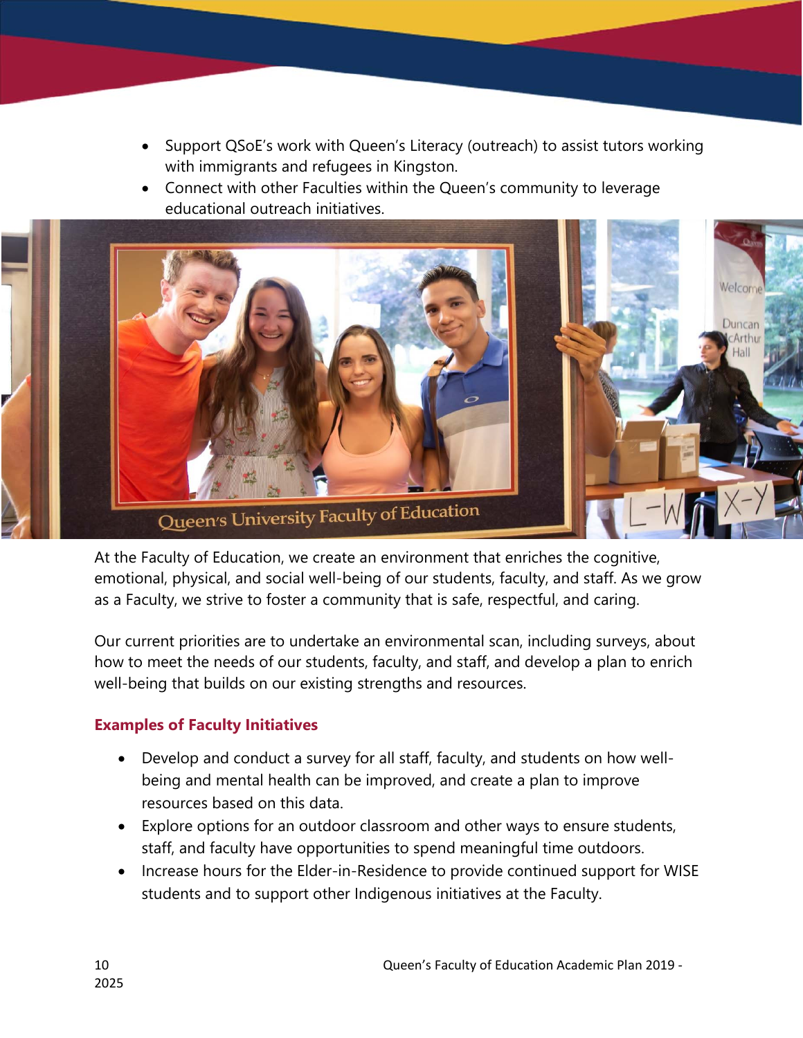- Support QSoE's work with Queen's Literacy (outreach) to assist tutors working with immigrants and refugees in Kingston.
- Connect with other Faculties within the Queen's community to leverage educational outreach initiatives.

At the Faculty of Education, we create an environment that enriches the cognitive, emotional, physical, and social well-being of our students, faculty, and staff. As we grow as a Faculty, we strive to foster a community that is safe, respectful, and caring.

Our current priorities are to undertake an environmental scan, including surveys, about how to meet the needs of our students, faculty, and staff, and develop a plan to enrich well-being that builds on our existing strengths and resources.

### Examples of Faculty Initiatives

- Develop and conduct a survey for all staff, faculty, and students on how well-being and mental health can be improved, and create a plan to improve resources based on this data.
- Explore options for an outdoor classroom and other ways to ensure students, staff, and faculty have opportunities to spend meaningful time outdoors.
- Increase hours for the Elder-in-Residence to provide continued support for WISE students and to support other Indigenous initiatives at the Faculty.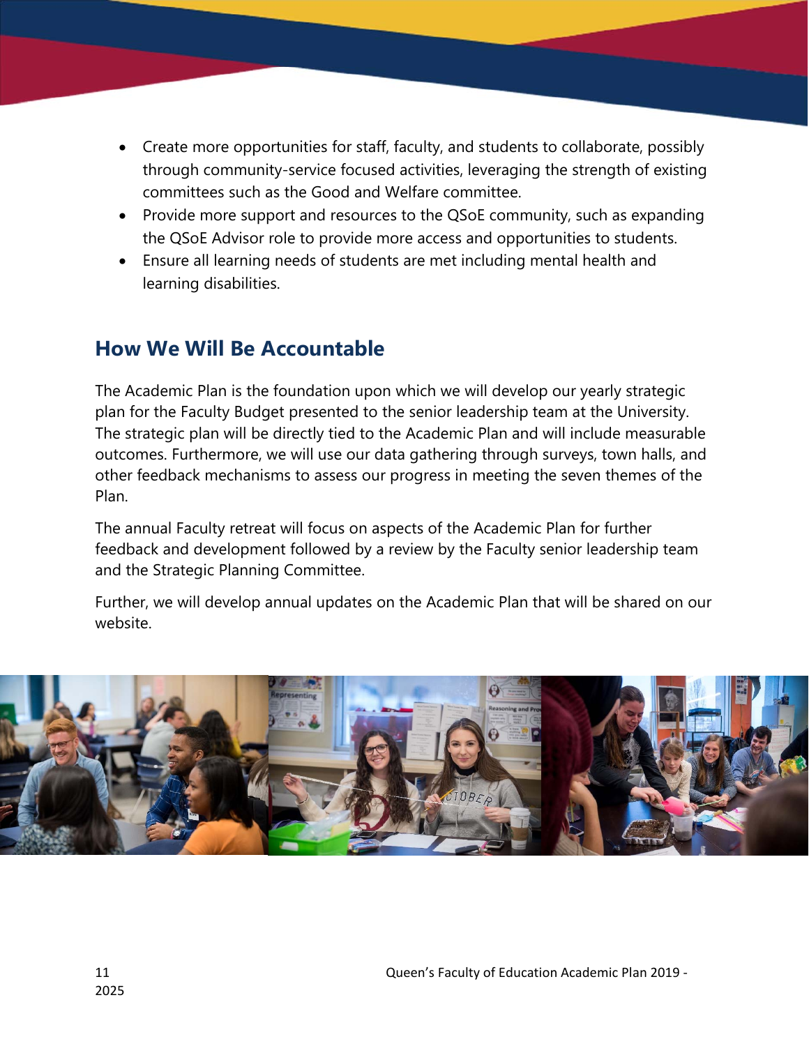- Create more opportunities for staff, faculty, and students to collaborate, possibly through community-service focused activities, leveraging the strength of existing committees such as the Good and Welfare committee.
- Provide more support and resources to the QSoE community, such as expanding the QSoE Advisor role to provide more access and opportunities to students.
- Ensure all learning needs of students are met including mental health and learning disabilities.

## How We Will Be Accountable

The Academic Plan is the foundation upon which we will develop our yearly strategic plan for the Faculty Budget presented to the senior leadership team at the University. The strategic plan will be directly tied to the Academic Plan and will include measurable outcomes. Furthermore, we will use our data gathering through surveys, town halls, and other feedback mechanisms to assess our progress in meeting the seven themes of the Plan.

The annual Faculty retreat will focus on aspects of the Academic Plan for further feedback and development followed by a review by the Faculty senior leadership team and the Strategic Planning Committee.

Further, we will develop annual updates on the Academic Plan that will be shared on our website.